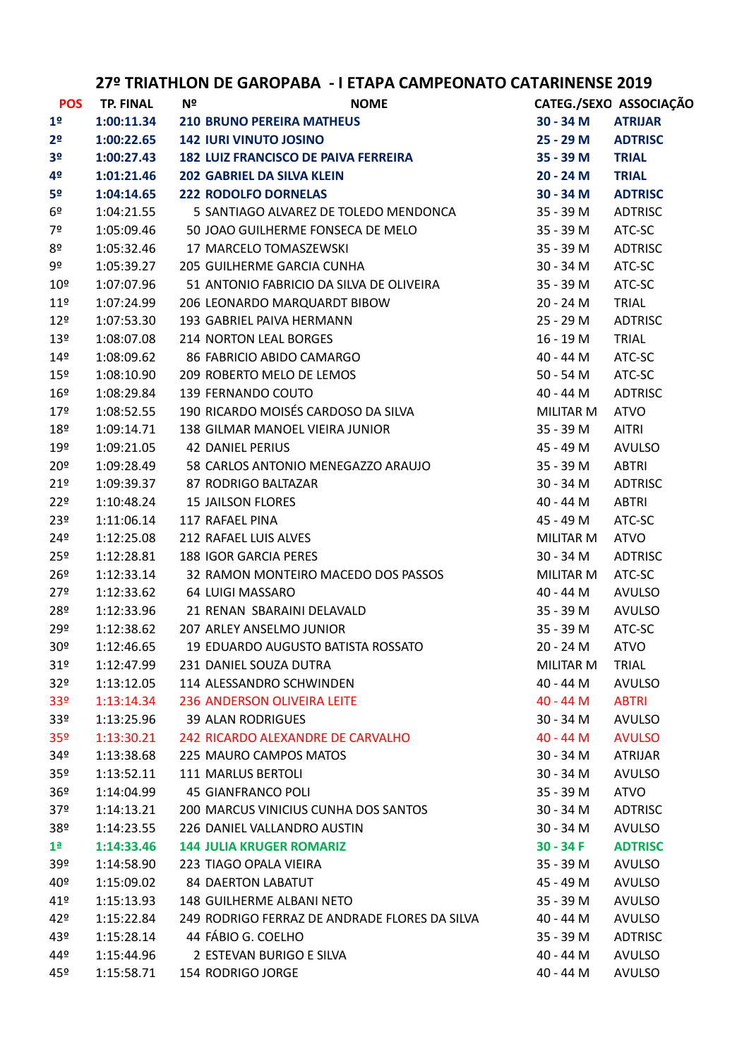# 27º TRIATHLON DE GAROPABA - I ETAPA CAMPEONATO CATARINENSE 2019

| POS | TP. FINAL | Nº | NOME | CATEG./SEXO | ASSOCIAÇÃO |
|---|---|---|---|---|---|
| **1º** | **1:00:11.34** | **210** | **BRUNO PEREIRA MATHEUS** | **30 - 34 M** | **ATRIJAR** |
| **2º** | **1:00:22.65** | **142** | **IURI VINUTO JOSINO** | **25 - 29 M** | **ADTRISC** |
| **3º** | **1:00:27.43** | **182** | **LUIZ FRANCISCO DE PAIVA FERREIRA** | **35 - 39 M** | **TRIAL** |
| **4º** | **1:01:21.46** | **202** | **GABRIEL DA SILVA KLEIN** | **20 - 24 M** | **TRIAL** |
| **5º** | **1:04:14.65** | **222** | **RODOLFO DORNELAS** | **30 - 34 M** | **ADTRISC** |
| 6º | 1:04:21.55 | 5 | SANTIAGO ALVAREZ DE TOLEDO MENDONCA | 35 - 39 M | ADTRISC |
| 7º | 1:05:09.46 | 50 | JOAO GUILHERME FONSECA DE MELO | 35 - 39 M | ATC-SC |
| 8º | 1:05:32.46 | 17 | MARCELO TOMASZEWSKI | 35 - 39 M | ADTRISC |
| 9º | 1:05:39.27 | 205 | GUILHERME GARCIA CUNHA | 30 - 34 M | ATC-SC |
| 10º | 1:07:07.96 | 51 | ANTONIO FABRICIO DA SILVA DE OLIVEIRA | 35 - 39 M | ATC-SC |
| 11º | 1:07:24.99 | 206 | LEONARDO MARQUARDT BIBOW | 20 - 24 M | TRIAL |
| 12º | 1:07:53.30 | 193 | GABRIEL PAIVA HERMANN | 25 - 29 M | ADTRISC |
| 13º | 1:08:07.08 | 214 | NORTON LEAL BORGES | 16 - 19 M | TRIAL |
| 14º | 1:08:09.62 | 86 | FABRICIO ABIDO CAMARGO | 40 - 44 M | ATC-SC |
| 15º | 1:08:10.90 | 209 | ROBERTO MELO DE LEMOS | 50 - 54 M | ATC-SC |
| 16º | 1:08:29.84 | 139 | FERNANDO COUTO | 40 - 44 M | ADTRISC |
| 17º | 1:08:52.55 | 190 | RICARDO MOISÉS CARDOSO DA SILVA | MILITAR M | ATVO |
| 18º | 1:09:14.71 | 138 | GILMAR MANOEL VIEIRA JUNIOR | 35 - 39 M | AITRI |
| 19º | 1:09:21.05 | 42 | DANIEL PERIUS | 45 - 49 M | AVULSO |
| 20º | 1:09:28.49 | 58 | CARLOS ANTONIO MENEGAZZO ARAUJO | 35 - 39 M | ABTRI |
| 21º | 1:09:39.37 | 87 | RODRIGO BALTAZAR | 30 - 34 M | ADTRISC |
| 22º | 1:10:48.24 | 15 | JAILSON FLORES | 40 - 44 M | ABTRI |
| 23º | 1:11:06.14 | 117 | RAFAEL PINA | 45 - 49 M | ATC-SC |
| 24º | 1:12:25.08 | 212 | RAFAEL LUIS ALVES | MILITAR M | ATVO |
| 25º | 1:12:28.81 | 188 | IGOR GARCIA PERES | 30 - 34 M | ADTRISC |
| 26º | 1:12:33.14 | 32 | RAMON MONTEIRO MACEDO DOS PASSOS | MILITAR M | ATC-SC |
| 27º | 1:12:33.62 | 64 | LUIGI MASSARO | 40 - 44 M | AVULSO |
| 28º | 1:12:33.96 | 21 | RENAN SBARAINI DELAVALD | 35 - 39 M | AVULSO |
| 29º | 1:12:38.62 | 207 | ARLEY ANSELMO JUNIOR | 35 - 39 M | ATC-SC |
| 30º | 1:12:46.65 | 19 | EDUARDO AUGUSTO BATISTA ROSSATO | 20 - 24 M | ATVO |
| 31º | 1:12:47.99 | 231 | DANIEL SOUZA DUTRA | MILITAR M | TRIAL |
| 32º | 1:13:12.05 | 114 | ALESSANDRO SCHWINDEN | 40 - 44 M | AVULSO |
| 33º | 1:13:14.34 | 236 | ANDERSON OLIVEIRA LEITE | 40 - 44 M | ABTRI |
| 33º | 1:13:25.96 | 39 | ALAN RODRIGUES | 30 - 34 M | AVULSO |
| 35º | 1:13:30.21 | 242 | RICARDO ALEXANDRE DE CARVALHO | 40 - 44 M | AVULSO |
| 34º | 1:13:38.68 | 225 | MAURO CAMPOS MATOS | 30 - 34 M | ATRIJAR |
| 35º | 1:13:52.11 | 111 | MARLUS BERTOLI | 30 - 34 M | AVULSO |
| 36º | 1:14:04.99 | 45 | GIANFRANCO POLI | 35 - 39 M | ATVO |
| 37º | 1:14:13.21 | 200 | MARCUS VINICIUS CUNHA DOS SANTOS | 30 - 34 M | ADTRISC |
| 38º | 1:14:23.55 | 226 | DANIEL VALLANDRO AUSTIN | 30 - 34 M | AVULSO |
| **1ª** | **1:14:33.46** | **144** | **JULIA KRUGER ROMARIZ** | **30 - 34 F** | **ADTRISC** |
| 39º | 1:14:58.90 | 223 | TIAGO OPALA VIEIRA | 35 - 39 M | AVULSO |
| 40º | 1:15:09.02 | 84 | DAERTON LABATUT | 45 - 49 M | AVULSO |
| 41º | 1:15:13.93 | 148 | GUILHERME ALBANI NETO | 35 - 39 M | AVULSO |
| 42º | 1:15:22.84 | 249 | RODRIGO FERRAZ DE ANDRADE FLORES DA SILVA | 40 - 44 M | AVULSO |
| 43º | 1:15:28.14 | 44 | FÁBIO G. COELHO | 35 - 39 M | ADTRISC |
| 44º | 1:15:44.96 | 2 | ESTEVAN BURIGO E SILVA | 40 - 44 M | AVULSO |
| 45º | 1:15:58.71 | 154 | RODRIGO JORGE | 40 - 44 M | AVULSO |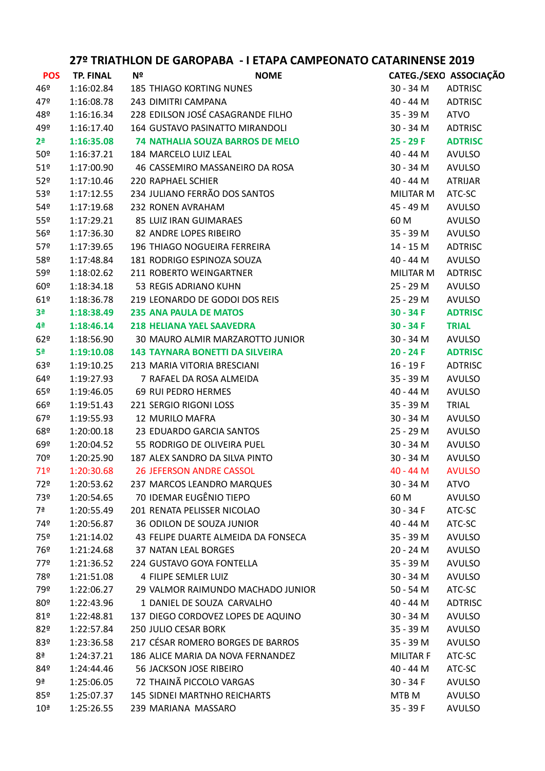## 27º TRIATHLON DE GAROPABA - I ETAPA CAMPEONATO CATARINENSE 2019

| POS | TP. FINAL | Nº | NOME | CATEG./SEXO | ASSOCIAÇÃO |
|---|---|---|---|---|---|
| 46º | 1:16:02.84 | 185 | THIAGO KORTING NUNES | 30 - 34 M | ADTRISC |
| 47º | 1:16:08.78 | 243 | DIMITRI CAMPANA | 40 - 44 M | ADTRISC |
| 48º | 1:16:16.34 | 228 | EDILSON JOSÉ CASAGRANDE FILHO | 35 - 39 M | ATVO |
| 49º | 1:16:17.40 | 164 | GUSTAVO PASINATTO MIRANDOLI | 30 - 34 M | ADTRISC |
| **2ª** | **1:16:35.08** | **74** | **NATHALIA SOUZA BARROS DE MELO** | **25 - 29 F** | **ADTRISC** |
| 50º | 1:16:37.21 | 184 | MARCELO LUIZ LEAL | 40 - 44 M | AVULSO |
| 51º | 1:17:00.90 | 46 | CASSEMIRO MASSANEIRO DA ROSA | 30 - 34 M | AVULSO |
| 52º | 1:17:10.46 | 220 | RAPHAEL SCHIER | 40 - 44 M | ATRIJAR |
| 53º | 1:17:12.55 | 234 | JULIANO FERRÃO DOS SANTOS | MILITAR M | ATC-SC |
| 54º | 1:17:19.68 | 232 | RONEN AVRAHAM | 45 - 49 M | AVULSO |
| 55º | 1:17:29.21 | 85 | LUIZ IRAN GUIMARAES | 60 M | AVULSO |
| 56º | 1:17:36.30 | 82 | ANDRE LOPES RIBEIRO | 35 - 39 M | AVULSO |
| 57º | 1:17:39.65 | 196 | THIAGO NOGUEIRA FERREIRA | 14 - 15 M | ADTRISC |
| 58º | 1:17:48.84 | 181 | RODRIGO ESPINOZA SOUZA | 40 - 44 M | AVULSO |
| 59º | 1:18:02.62 | 211 | ROBERTO WEINGARTNER | MILITAR M | ADTRISC |
| 60º | 1:18:34.18 | 53 | REGIS ADRIANO KUHN | 25 - 29 M | AVULSO |
| 61º | 1:18:36.78 | 219 | LEONARDO DE GODOI DOS REIS | 25 - 29 M | AVULSO |
| **3ª** | **1:18:38.49** | **235** | **ANA PAULA DE MATOS** | **30 - 34 F** | **ADTRISC** |
| **4ª** | **1:18:46.14** | **218** | **HELIANA YAEL SAAVEDRA** | **30 - 34 F** | **TRIAL** |
| 62º | 1:18:56.90 | 30 | MAURO ALMIR MARZAROTTO JUNIOR | 30 - 34 M | AVULSO |
| **5ª** | **1:19:10.08** | **143** | **TAYNARA BONETTI DA SILVEIRA** | **20 - 24 F** | **ADTRISC** |
| 63º | 1:19:10.25 | 213 | MARIA VITORIA BRESCIANI | 16 - 19 F | ADTRISC |
| 64º | 1:19:27.93 | 7 | RAFAEL DA ROSA ALMEIDA | 35 - 39 M | AVULSO |
| 65º | 1:19:46.05 | 69 | RUI PEDRO HERMES | 40 - 44 M | AVULSO |
| 66º | 1:19:51.43 | 221 | SERGIO RIGONI LOSS | 35 - 39 M | TRIAL |
| 67º | 1:19:55.93 | 12 | MURILO MAFRA | 30 - 34 M | AVULSO |
| 68º | 1:20:00.18 | 23 | EDUARDO GARCIA SANTOS | 25 - 29 M | AVULSO |
| 69º | 1:20:04.52 | 55 | RODRIGO DE OLIVEIRA PUEL | 30 - 34 M | AVULSO |
| 70º | 1:20:25.90 | 187 | ALEX SANDRO DA SILVA PINTO | 30 - 34 M | AVULSO |
| 71º | 1:20:30.68 | 26 | JEFERSON ANDRE CASSOL | 40 - 44 M | AVULSO |
| 72º | 1:20:53.62 | 237 | MARCOS LEANDRO MARQUES | 30 - 34 M | ATVO |
| 73º | 1:20:54.65 | 70 | IDEMAR EUGÊNIO TIEPO | 60 M | AVULSO |
| 7ª | 1:20:55.49 | 201 | RENATA PELISSER NICOLAO | 30 - 34 F | ATC-SC |
| 74º | 1:20:56.87 | 36 | ODILON DE SOUZA JUNIOR | 40 - 44 M | ATC-SC |
| 75º | 1:21:14.02 | 43 | FELIPE DUARTE ALMEIDA DA FONSECA | 35 - 39 M | AVULSO |
| 76º | 1:21:24.68 | 37 | NATAN LEAL BORGES | 20 - 24 M | AVULSO |
| 77º | 1:21:36.52 | 224 | GUSTAVO GOYA FONTELLA | 35 - 39 M | AVULSO |
| 78º | 1:21:51.08 | 4 | FILIPE SEMLER LUIZ | 30 - 34 M | AVULSO |
| 79º | 1:22:06.27 | 29 | VALMOR RAIMUNDO MACHADO JUNIOR | 50 - 54 M | ATC-SC |
| 80º | 1:22:43.96 | 1 | DANIEL DE SOUZA CARVALHO | 40 - 44 M | ADTRISC |
| 81º | 1:22:48.81 | 137 | DIEGO CORDOVEZ LOPES DE AQUINO | 30 - 34 M | AVULSO |
| 82º | 1:22:57.84 | 250 | JULIO CESAR BORK | 35 - 39 M | AVULSO |
| 83º | 1:23:36.58 | 217 | CÉSAR ROMERO BORGES DE BARROS | 35 - 39 M | AVULSO |
| 8ª | 1:24:37.21 | 186 | ALICE MARIA DA NOVA FERNANDEZ | MILITAR F | ATC-SC |
| 84º | 1:24:44.46 | 56 | JACKSON JOSE RIBEIRO | 40 - 44 M | ATC-SC |
| 9ª | 1:25:06.05 | 72 | THAINÃ PICCOLO VARGAS | 30 - 34 F | AVULSO |
| 85º | 1:25:07.37 | 145 | SIDNEI MARTNHO REICHARTS | MTB M | AVULSO |
| 10ª | 1:25:26.55 | 239 | MARIANA MASSARO | 35 - 39 F | AVULSO |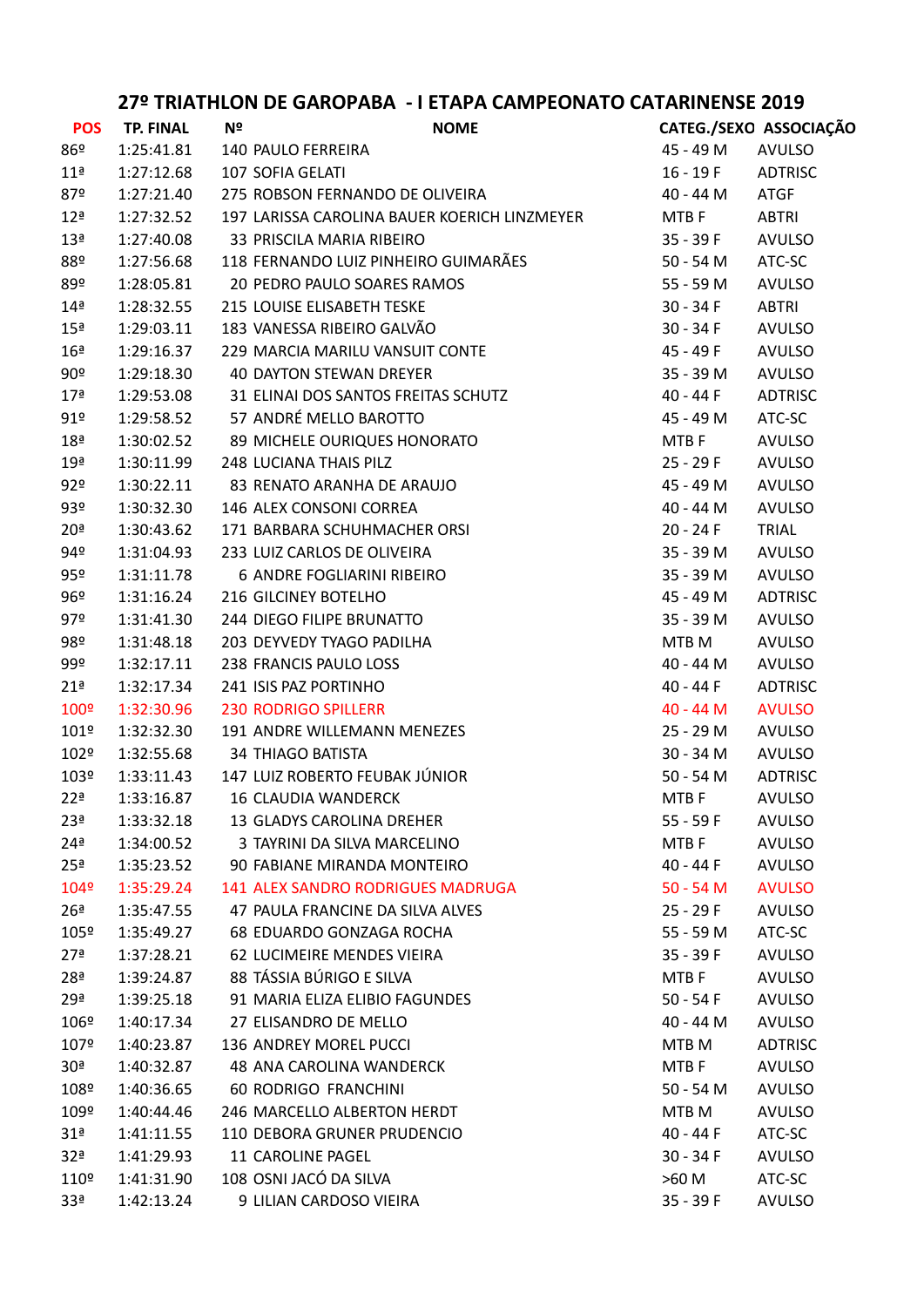## 27º TRIATHLON DE GAROPABA - I ETAPA CAMPEONATO CATARINENSE 2019

| POS | TP. FINAL | Nº | NOME | CATEG./SEXO | ASSOCIAÇÃO |
|---|---|---|---|---|---|
| 86º | 1:25:41.81 | 140 | PAULO FERREIRA | 45 - 49 M | AVULSO |
| 11ª | 1:27:12.68 | 107 | SOFIA GELATI | 16 - 19 F | ADTRISC |
| 87º | 1:27:21.40 | 275 | ROBSON FERNANDO DE OLIVEIRA | 40 - 44 M | ATGF |
| 12ª | 1:27:32.52 | 197 | LARISSA CAROLINA BAUER KOERICH LINZMEYER | MTB F | ABTRI |
| 13ª | 1:27:40.08 | 33 | PRISCILA MARIA RIBEIRO | 35 - 39 F | AVULSO |
| 88º | 1:27:56.68 | 118 | FERNANDO LUIZ PINHEIRO GUIMARÃES | 50 - 54 M | ATC-SC |
| 89º | 1:28:05.81 | 20 | PEDRO PAULO SOARES RAMOS | 55 - 59 M | AVULSO |
| 14ª | 1:28:32.55 | 215 | LOUISE ELISABETH TESKE | 30 - 34 F | ABTRI |
| 15ª | 1:29:03.11 | 183 | VANESSA RIBEIRO GALVÃO | 30 - 34 F | AVULSO |
| 16ª | 1:29:16.37 | 229 | MARCIA MARILU VANSUIT CONTE | 45 - 49 F | AVULSO |
| 90º | 1:29:18.30 | 40 | DAYTON STEWAN DREYER | 35 - 39 M | AVULSO |
| 17ª | 1:29:53.08 | 31 | ELINAI DOS SANTOS FREITAS SCHUTZ | 40 - 44 F | ADTRISC |
| 91º | 1:29:58.52 | 57 | ANDRÉ MELLO BAROTTO | 45 - 49 M | ATC-SC |
| 18ª | 1:30:02.52 | 89 | MICHELE OURIQUES HONORATO | MTB F | AVULSO |
| 19ª | 1:30:11.99 | 248 | LUCIANA THAIS PILZ | 25 - 29 F | AVULSO |
| 92º | 1:30:22.11 | 83 | RENATO ARANHA DE ARAUJO | 45 - 49 M | AVULSO |
| 93º | 1:30:32.30 | 146 | ALEX CONSONI CORREA | 40 - 44 M | AVULSO |
| 20ª | 1:30:43.62 | 171 | BARBARA SCHUHMACHER ORSI | 20 - 24 F | TRIAL |
| 94º | 1:31:04.93 | 233 | LUIZ CARLOS DE OLIVEIRA | 35 - 39 M | AVULSO |
| 95º | 1:31:11.78 | 6 | ANDRE FOGLIARINI RIBEIRO | 35 - 39 M | AVULSO |
| 96º | 1:31:16.24 | 216 | GILCINEY BOTELHO | 45 - 49 M | ADTRISC |
| 97º | 1:31:41.30 | 244 | DIEGO FILIPE BRUNATTO | 35 - 39 M | AVULSO |
| 98º | 1:31:48.18 | 203 | DEYVEDY TYAGO PADILHA | MTB M | AVULSO |
| 99º | 1:32:17.11 | 238 | FRANCIS PAULO LOSS | 40 - 44 M | AVULSO |
| 21ª | 1:32:17.34 | 241 | ISIS PAZ PORTINHO | 40 - 44 F | ADTRISC |
| 100º | 1:32:30.96 | 230 | RODRIGO SPILLERR | 40 - 44 M | AVULSO |
| 101º | 1:32:32.30 | 191 | ANDRE WILLEMANN MENEZES | 25 - 29 M | AVULSO |
| 102º | 1:32:55.68 | 34 | THIAGO BATISTA | 30 - 34 M | AVULSO |
| 103º | 1:33:11.43 | 147 | LUIZ ROBERTO FEUBAK JÚNIOR | 50 - 54 M | ADTRISC |
| 22ª | 1:33:16.87 | 16 | CLAUDIA WANDERCK | MTB F | AVULSO |
| 23ª | 1:33:32.18 | 13 | GLADYS CAROLINA DREHER | 55 - 59 F | AVULSO |
| 24ª | 1:34:00.52 | 3 | TAYRINI DA SILVA MARCELINO | MTB F | AVULSO |
| 25ª | 1:35:23.52 | 90 | FABIANE MIRANDA MONTEIRO | 40 - 44 F | AVULSO |
| 104º | 1:35:29.24 | 141 | ALEX SANDRO RODRIGUES MADRUGA | 50 - 54 M | AVULSO |
| 26ª | 1:35:47.55 | 47 | PAULA FRANCINE DA SILVA ALVES | 25 - 29 F | AVULSO |
| 105º | 1:35:49.27 | 68 | EDUARDO GONZAGA ROCHA | 55 - 59 M | ATC-SC |
| 27ª | 1:37:28.21 | 62 | LUCIMEIRE MENDES VIEIRA | 35 - 39 F | AVULSO |
| 28ª | 1:39:24.87 | 88 | TÁSSIA BÚRIGO E SILVA | MTB F | AVULSO |
| 29ª | 1:39:25.18 | 91 | MARIA ELIZA ELIBIO FAGUNDES | 50 - 54 F | AVULSO |
| 106º | 1:40:17.34 | 27 | ELISANDRO DE MELLO | 40 - 44 M | AVULSO |
| 107º | 1:40:23.87 | 136 | ANDREY MOREL PUCCI | MTB M | ADTRISC |
| 30ª | 1:40:32.87 | 48 | ANA CAROLINA WANDERCK | MTB F | AVULSO |
| 108º | 1:40:36.65 | 60 | RODRIGO FRANCHINI | 50 - 54 M | AVULSO |
| 109º | 1:40:44.46 | 246 | MARCELLO ALBERTON HERDT | MTB M | AVULSO |
| 31ª | 1:41:11.55 | 110 | DEBORA GRUNER PRUDENCIO | 40 - 44 F | ATC-SC |
| 32ª | 1:41:29.93 | 11 | CAROLINE PAGEL | 30 - 34 F | AVULSO |
| 110º | 1:41:31.90 | 108 | OSNI JACÓ DA SILVA | >60 M | ATC-SC |
| 33ª | 1:42:13.24 | 9 | LILIAN CARDOSO VIEIRA | 35 - 39 F | AVULSO |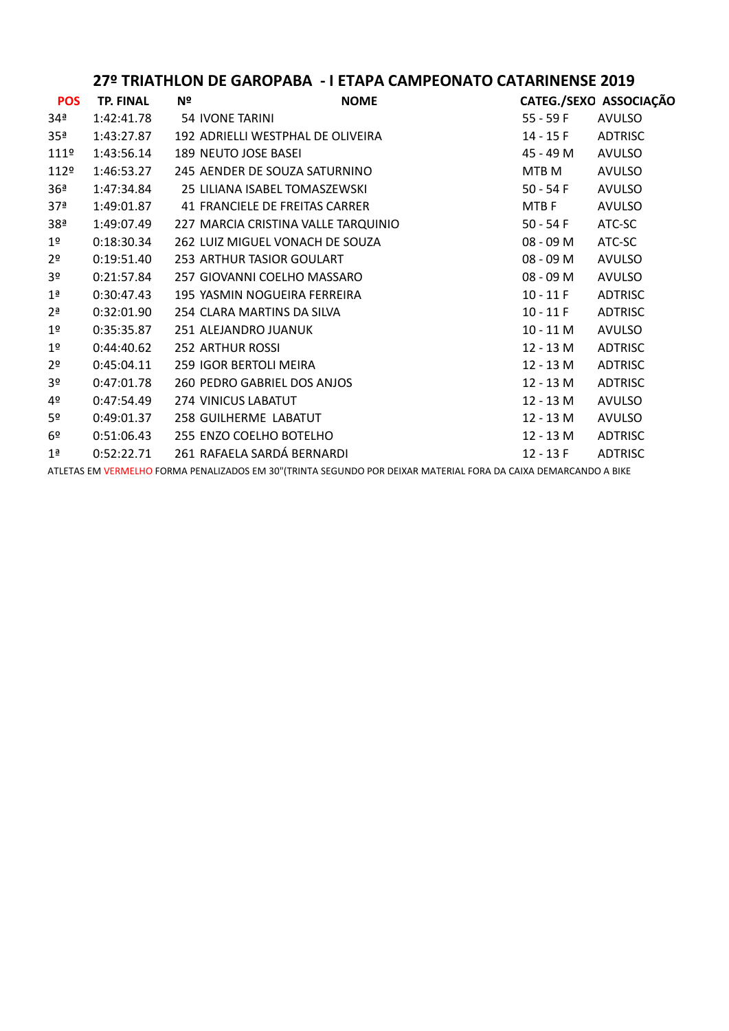# 27º TRIATHLON DE GAROPABA - I ETAPA CAMPEONATO CATARINENSE 2019

| POS | TP. FINAL | Nº | NOME | CATEG./SEXO | ASSOCIAÇÃO |
|---|---|---|---|---|---|
| 34ª | 1:42:41.78 | 54 | IVONE TARINI | 55 - 59 F | AVULSO |
| 35ª | 1:43:27.87 | 192 | ADRIELLI WESTPHAL DE OLIVEIRA | 14 - 15 F | ADTRISC |
| 111º | 1:43:56.14 | 189 | NEUTO JOSE BASEI | 45 - 49 M | AVULSO |
| 112º | 1:46:53.27 | 245 | AENDER DE SOUZA SATURNINO | MTB M | AVULSO |
| 36ª | 1:47:34.84 | 25 | LILIANA ISABEL TOMASZEWSKI | 50 - 54 F | AVULSO |
| 37ª | 1:49:01.87 | 41 | FRANCIELE DE FREITAS CARRER | MTB F | AVULSO |
| 38ª | 1:49:07.49 | 227 | MARCIA CRISTINA VALLE TARQUINIO | 50 - 54 F | ATC-SC |
| 1º | 0:18:30.34 | 262 | LUIZ MIGUEL VONACH DE SOUZA | 08 - 09 M | ATC-SC |
| 2º | 0:19:51.40 | 253 | ARTHUR TASIOR GOULART | 08 - 09 M | AVULSO |
| 3º | 0:21:57.84 | 257 | GIOVANNI COELHO MASSARO | 08 - 09 M | AVULSO |
| 1ª | 0:30:47.43 | 195 | YASMIN NOGUEIRA FERREIRA | 10 - 11 F | ADTRISC |
| 2ª | 0:32:01.90 | 254 | CLARA MARTINS DA SILVA | 10 - 11 F | ADTRISC |
| 1º | 0:35:35.87 | 251 | ALEJANDRO JUANUK | 10 - 11 M | AVULSO |
| 1º | 0:44:40.62 | 252 | ARTHUR ROSSI | 12 - 13 M | ADTRISC |
| 2º | 0:45:04.11 | 259 | IGOR BERTOLI MEIRA | 12 - 13 M | ADTRISC |
| 3º | 0:47:01.78 | 260 | PEDRO GABRIEL DOS ANJOS | 12 - 13 M | ADTRISC |
| 4º | 0:47:54.49 | 274 | VINICUS LABATUT | 12 - 13 M | AVULSO |
| 5º | 0:49:01.37 | 258 | GUILHERME LABATUT | 12 - 13 M | AVULSO |
| 6º | 0:51:06.43 | 255 | ENZO COELHO BOTELHO | 12 - 13 M | ADTRISC |
| 1ª | 0:52:22.71 | 261 | RAFAELA SARDÁ BERNARDI | 12 - 13 F | ADTRISC |

ATLETAS EM VERMELHO FORMA PENALIZADOS EM 30"(TRINTA SEGUNDO POR DEIXAR MATERIAL FORA DA CAIXA DEMARCANDO A BIKE